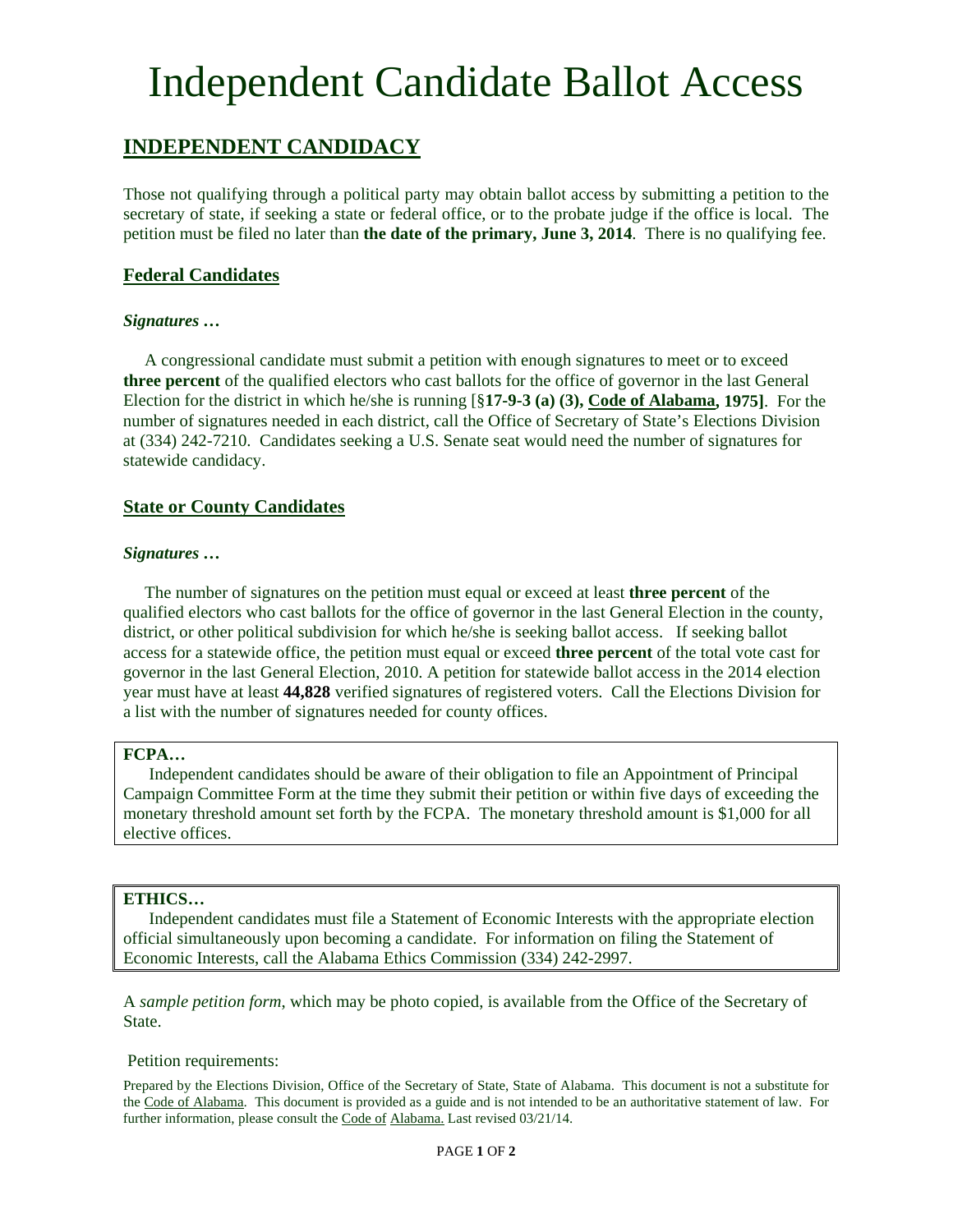# Independent Candidate Ballot Access

## INDEPENDENT CANDIDACY

Those not qualifying through a political party may obtain ballot access by submitting a petition to the secretary of state, if seeking a state or federal office, or to the probate judge if the office is local. The petition must be filed no later than **the date of the primary, June 3, 2014**. There is no qualifying fee.

### Federal Candidates

***Signatures …***

A congressional candidate must submit a petition with enough signatures to meet or to exceed **three percent** of the qualified electors who cast ballots for the office of governor in the last General Election for the district in which he/she is running [§**17-9-3 (a) (3), Code of Alabama, 1975]**. For the number of signatures needed in each district, call the Office of Secretary of State's Elections Division at (334) 242-7210. Candidates seeking a U.S. Senate seat would need the number of signatures for statewide candidacy.

### State or County Candidates

***Signatures …***

The number of signatures on the petition must equal or exceed at least **three percent** of the qualified electors who cast ballots for the office of governor in the last General Election in the county, district, or other political subdivision for which he/she is seeking ballot access. If seeking ballot access for a statewide office, the petition must equal or exceed **three percent** of the total vote cast for governor in the last General Election, 2010. A petition for statewide ballot access in the 2014 election year must have at least **44,828** verified signatures of registered voters. Call the Elections Division for a list with the number of signatures needed for county offices.

**FCPA…**

Independent candidates should be aware of their obligation to file an Appointment of Principal Campaign Committee Form at the time they submit their petition or within five days of exceeding the monetary threshold amount set forth by the FCPA. The monetary threshold amount is $1,000 for all elective offices.

**ETHICS…**

Independent candidates must file a Statement of Economic Interests with the appropriate election official simultaneously upon becoming a candidate. For information on filing the Statement of Economic Interests, call the Alabama Ethics Commission (334) 242-2997.

A *sample petition form*, which may be photo copied, is available from the Office of the Secretary of State.

Petition requirements:

Prepared by the Elections Division, Office of the Secretary of State, State of Alabama. This document is not a substitute for the Code of Alabama. This document is provided as a guide and is not intended to be an authoritative statement of law. For further information, please consult the Code of Alabama. Last revised 03/21/14.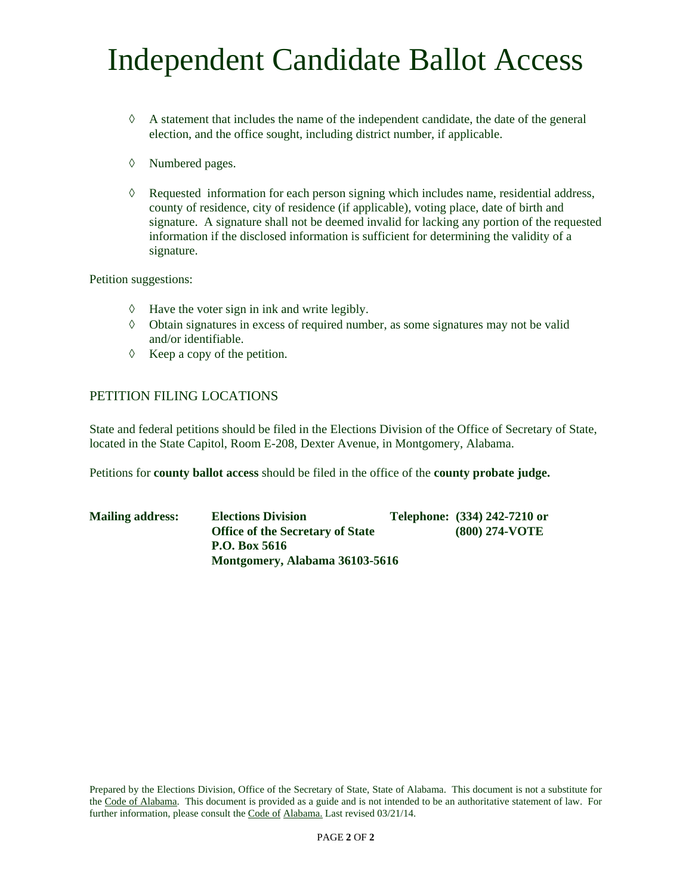# Independent Candidate Ballot Access

- A statement that includes the name of the independent candidate, the date of the general election, and the office sought, including district number, if applicable.

- Numbered pages.

- Requested information for each person signing which includes name, residential address, county of residence, city of residence (if applicable), voting place, date of birth and signature. A signature shall not be deemed invalid for lacking any portion of the requested information if the disclosed information is sufficient for determining the validity of a signature.

Petition suggestions:

- Have the voter sign in ink and write legibly.
- Obtain signatures in excess of required number, as some signatures may not be valid and/or identifiable.
- Keep a copy of the petition.

## PETITION FILING LOCATIONS

State and federal petitions should be filed in the Elections Division of the Office of Secretary of State, located in the State Capitol, Room E-208, Dexter Avenue, in Montgomery, Alabama.

Petitions for **county ballot access** should be filed in the office of the **county probate judge.**

**Mailing address:**
**Elections Division**
**Office of the Secretary of State**
**P.O. Box 5616**
**Montgomery, Alabama 36103-5616**

**Telephone: (334) 242-7210 or (800) 274-VOTE**

Prepared by the Elections Division, Office of the Secretary of State, State of Alabama. This document is not a substitute for the Code of Alabama. This document is provided as a guide and is not intended to be an authoritative statement of law. For further information, please consult the Code of Alabama. Last revised 03/21/14.